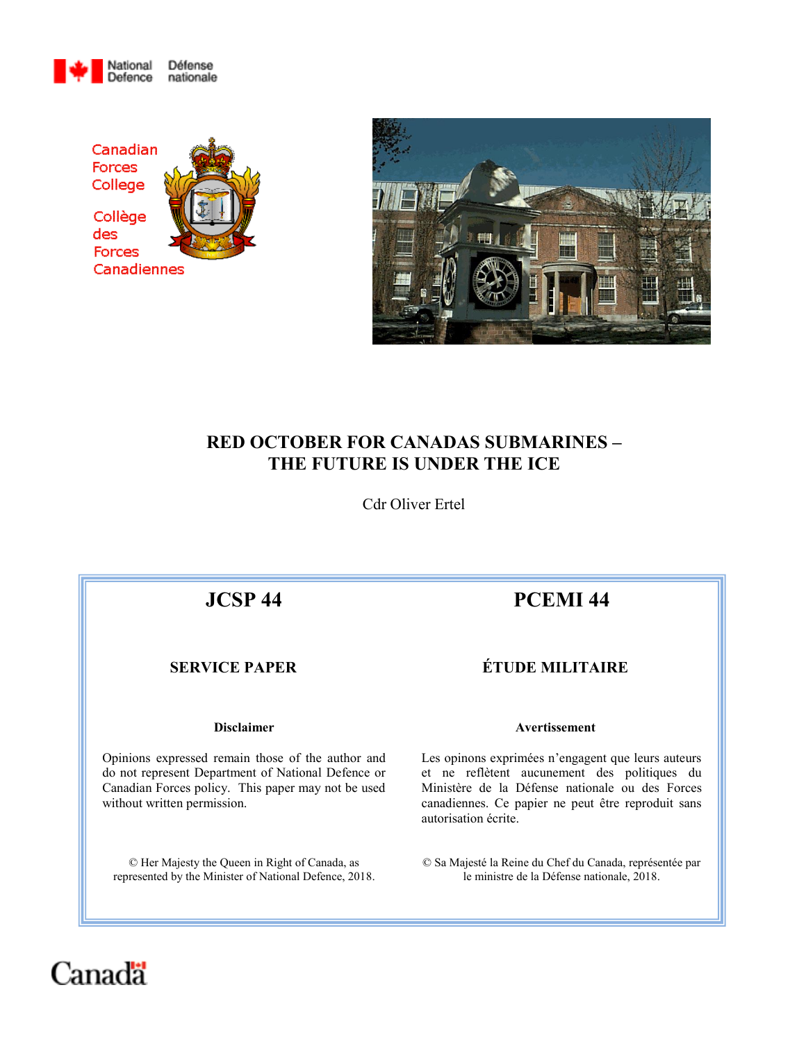National Defence / Défense nationale

Canadian Forces College

Collège des Forces Canadiennes

# RED OCTOBER FOR CANADAS SUBMARINES – THE FUTURE IS UNDER THE ICE

Cdr Oliver Ertel

| JCSP 44 | PCEMI 44 |
| --- | --- |
| **SERVICE PAPER** | **ÉTUDE MILITAIRE** |
| **Disclaimer** | **Avertissement** |
| Opinions expressed remain those of the author and do not represent Department of National Defence or Canadian Forces policy. This paper may not be used without written permission. | Les opinons exprimées n'engagent que leurs auteurs et ne reflètent aucunement des politiques du Ministère de la Défense nationale ou des Forces canadiennes. Ce papier ne peut être reproduit sans autorisation écrite. |
| © Her Majesty the Queen in Right of Canada, as represented by the Minister of National Defence, 2018. | © Sa Majesté la Reine du Chef du Canada, représentée par le ministre de la Défense nationale, 2018. |

Canada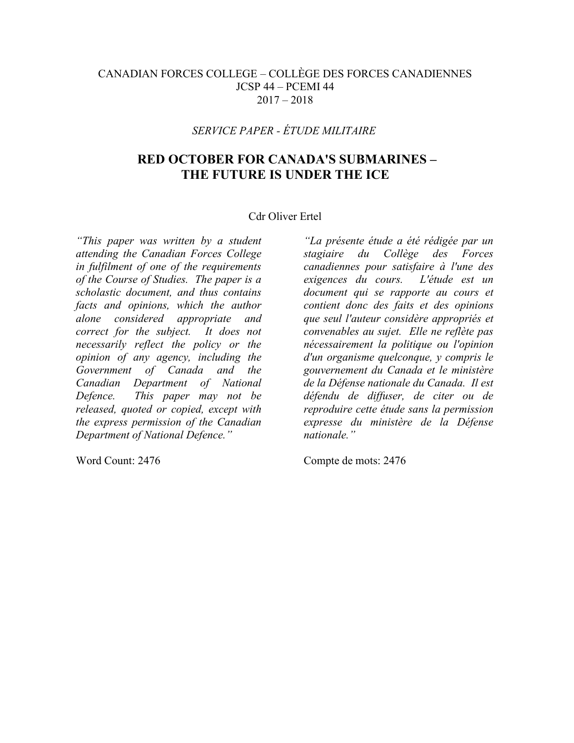CANADIAN FORCES COLLEGE – COLLÈGE DES FORCES CANADIENNES
JCSP 44 – PCEMI 44
2017 – 2018

*SERVICE PAPER - ÉTUDE MILITAIRE*

# RED OCTOBER FOR CANADA'S SUBMARINES – THE FUTURE IS UNDER THE ICE

Cdr Oliver Ertel

*"This paper was written by a student attending the Canadian Forces College in fulfilment of one of the requirements of the Course of Studies. The paper is a scholastic document, and thus contains facts and opinions, which the author alone considered appropriate and correct for the subject. It does not necessarily reflect the policy or the opinion of any agency, including the Government of Canada and the Canadian Department of National Defence. This paper may not be released, quoted or copied, except with the express permission of the Canadian Department of National Defence."*

Word Count: 2476

*"La présente étude a été rédigée par un stagiaire du Collège des Forces canadiennes pour satisfaire à l'une des exigences du cours. L'étude est un document qui se rapporte au cours et contient donc des faits et des opinions que seul l'auteur considère appropriés et convenables au sujet. Elle ne reflète pas nécessairement la politique ou l'opinion d'un organisme quelconque, y compris le gouvernement du Canada et le ministère de la Défense nationale du Canada. Il est défendu de diffuser, de citer ou de reproduire cette étude sans la permission expresse du ministère de la Défense nationale."*

Compte de mots: 2476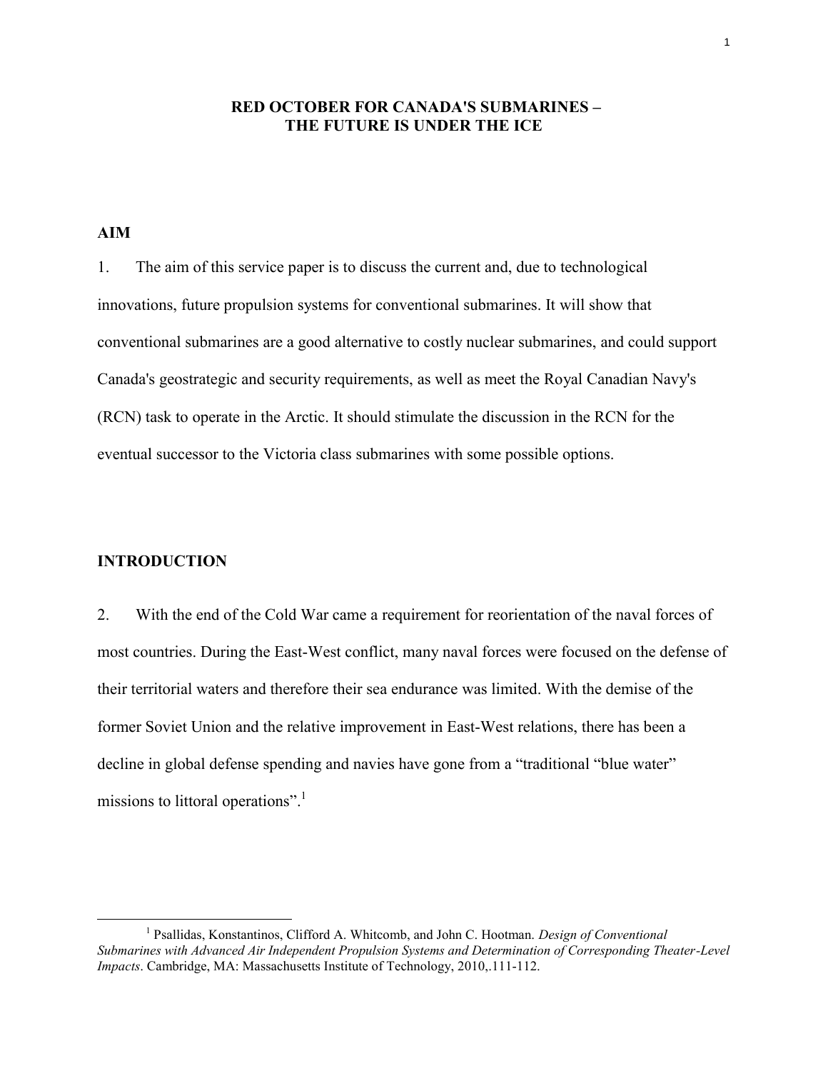# RED OCTOBER FOR CANADA'S SUBMARINES – THE FUTURE IS UNDER THE ICE

## AIM

1. The aim of this service paper is to discuss the current and, due to technological innovations, future propulsion systems for conventional submarines. It will show that conventional submarines are a good alternative to costly nuclear submarines, and could support Canada's geostrategic and security requirements, as well as meet the Royal Canadian Navy's (RCN) task to operate in the Arctic. It should stimulate the discussion in the RCN for the eventual successor to the Victoria class submarines with some possible options.

## INTRODUCTION

2. With the end of the Cold War came a requirement for reorientation of the naval forces of most countries. During the East-West conflict, many naval forces were focused on the defense of their territorial waters and therefore their sea endurance was limited. With the demise of the former Soviet Union and the relative improvement in East-West relations, there has been a decline in global defense spending and navies have gone from a "traditional "blue water" missions to littoral operations".[1]

---

[1] Psallidas, Konstantinos, Clifford A. Whitcomb, and John C. Hootman. *Design of Conventional Submarines with Advanced Air Independent Propulsion Systems and Determination of Corresponding Theater-Level Impacts*. Cambridge, MA: Massachusetts Institute of Technology, 2010,.111-112.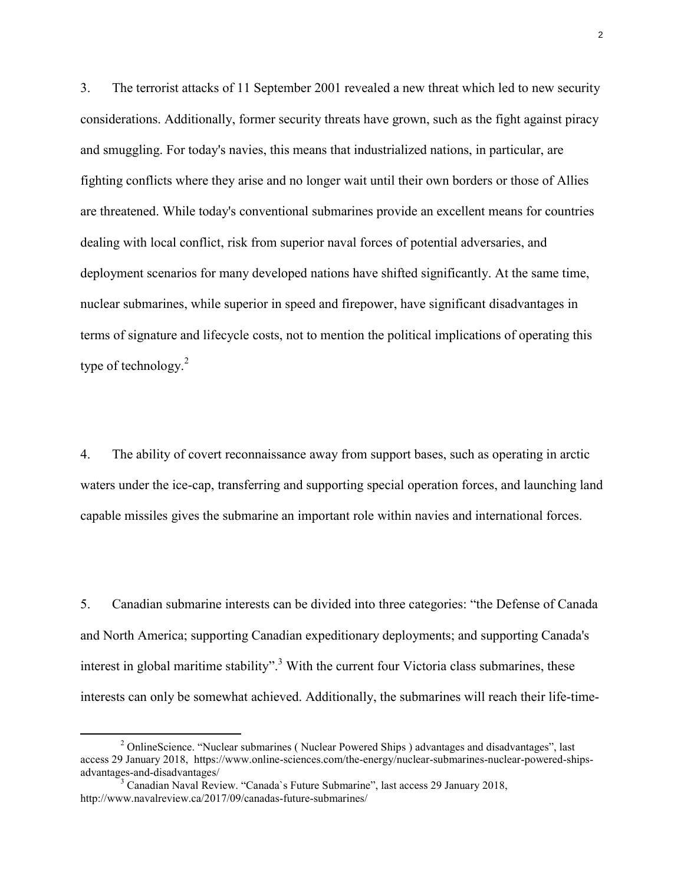3. The terrorist attacks of 11 September 2001 revealed a new threat which led to new security considerations. Additionally, former security threats have grown, such as the fight against piracy and smuggling. For today's navies, this means that industrialized nations, in particular, are fighting conflicts where they arise and no longer wait until their own borders or those of Allies are threatened. While today's conventional submarines provide an excellent means for countries dealing with local conflict, risk from superior naval forces of potential adversaries, and deployment scenarios for many developed nations have shifted significantly. At the same time, nuclear submarines, while superior in speed and firepower, have significant disadvantages in terms of signature and lifecycle costs, not to mention the political implications of operating this type of technology.[2]

4. The ability of covert reconnaissance away from support bases, such as operating in arctic waters under the ice-cap, transferring and supporting special operation forces, and launching land capable missiles gives the submarine an important role within navies and international forces.

5. Canadian submarine interests can be divided into three categories: "the Defense of Canada and North America; supporting Canadian expeditionary deployments; and supporting Canada's interest in global maritime stability".[3] With the current four Victoria class submarines, these interests can only be somewhat achieved. Additionally, the submarines will reach their life-time-

---

[2] OnlineScience. "Nuclear submarines ( Nuclear Powered Ships ) advantages and disadvantages", last access 29 January 2018, https://www.online-sciences.com/the-energy/nuclear-submarines-nuclear-powered-ships-advantages-and-disadvantages/

[3] Canadian Naval Review. "Canada`s Future Submarine", last access 29 January 2018, http://www.navalreview.ca/2017/09/canadas-future-submarines/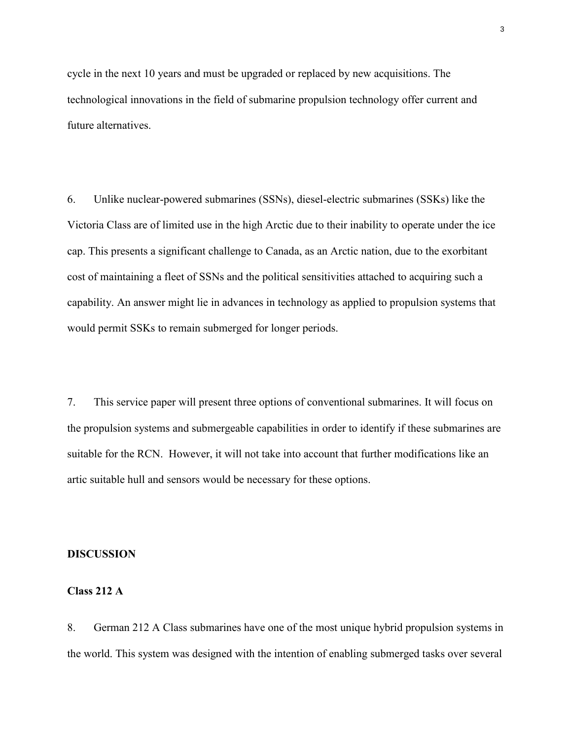cycle in the next 10 years and must be upgraded or replaced by new acquisitions. The technological innovations in the field of submarine propulsion technology offer current and future alternatives.

6. Unlike nuclear-powered submarines (SSNs), diesel-electric submarines (SSKs) like the Victoria Class are of limited use in the high Arctic due to their inability to operate under the ice cap. This presents a significant challenge to Canada, as an Arctic nation, due to the exorbitant cost of maintaining a fleet of SSNs and the political sensitivities attached to acquiring such a capability. An answer might lie in advances in technology as applied to propulsion systems that would permit SSKs to remain submerged for longer periods.

7. This service paper will present three options of conventional submarines. It will focus on the propulsion systems and submergeable capabilities in order to identify if these submarines are suitable for the RCN. However, it will not take into account that further modifications like an artic suitable hull and sensors would be necessary for these options.

## DISCUSSION

### Class 212 A

8. German 212 A Class submarines have one of the most unique hybrid propulsion systems in the world. This system was designed with the intention of enabling submerged tasks over several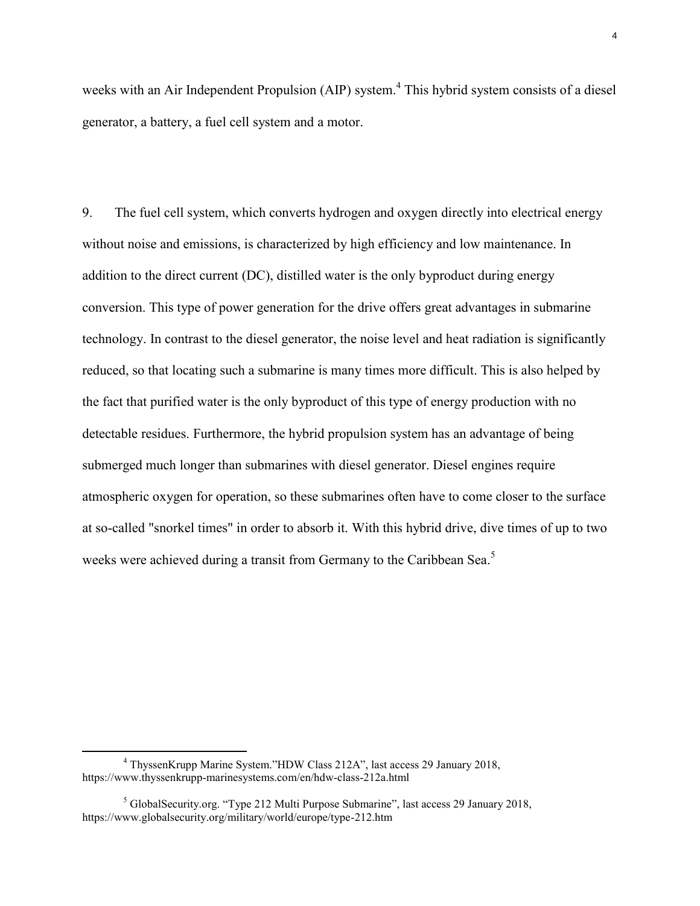weeks with an Air Independent Propulsion (AIP) system.[4] This hybrid system consists of a diesel generator, a battery, a fuel cell system and a motor.

9. The fuel cell system, which converts hydrogen and oxygen directly into electrical energy without noise and emissions, is characterized by high efficiency and low maintenance. In addition to the direct current (DC), distilled water is the only byproduct during energy conversion. This type of power generation for the drive offers great advantages in submarine technology. In contrast to the diesel generator, the noise level and heat radiation is significantly reduced, so that locating such a submarine is many times more difficult. This is also helped by the fact that purified water is the only byproduct of this type of energy production with no detectable residues. Furthermore, the hybrid propulsion system has an advantage of being submerged much longer than submarines with diesel generator. Diesel engines require atmospheric oxygen for operation, so these submarines often have to come closer to the surface at so-called "snorkel times" in order to absorb it. With this hybrid drive, dive times of up to two weeks were achieved during a transit from Germany to the Caribbean Sea.[5]

---

[4] ThyssenKrupp Marine System."HDW Class 212A", last access 29 January 2018, https://www.thyssenkrupp-marinesystems.com/en/hdw-class-212a.html

[5] GlobalSecurity.org. "Type 212 Multi Purpose Submarine", last access 29 January 2018, https://www.globalsecurity.org/military/world/europe/type-212.htm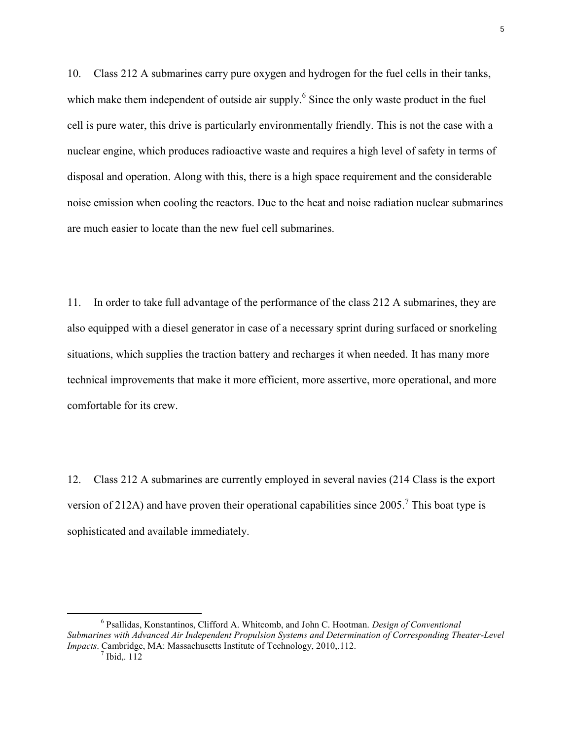10. Class 212 A submarines carry pure oxygen and hydrogen for the fuel cells in their tanks, which make them independent of outside air supply.[6] Since the only waste product in the fuel cell is pure water, this drive is particularly environmentally friendly. This is not the case with a nuclear engine, which produces radioactive waste and requires a high level of safety in terms of disposal and operation. Along with this, there is a high space requirement and the considerable noise emission when cooling the reactors. Due to the heat and noise radiation nuclear submarines are much easier to locate than the new fuel cell submarines.

11. In order to take full advantage of the performance of the class 212 A submarines, they are also equipped with a diesel generator in case of a necessary sprint during surfaced or snorkeling situations, which supplies the traction battery and recharges it when needed. It has many more technical improvements that make it more efficient, more assertive, more operational, and more comfortable for its crew.

12. Class 212 A submarines are currently employed in several navies (214 Class is the export version of 212A) and have proven their operational capabilities since 2005.[7] This boat type is sophisticated and available immediately.

---

[6] Psallidas, Konstantinos, Clifford A. Whitcomb, and John C. Hootman. *Design of Conventional Submarines with Advanced Air Independent Propulsion Systems and Determination of Corresponding Theater-Level Impacts*. Cambridge, MA: Massachusetts Institute of Technology, 2010,.112.

[7] Ibid,. 112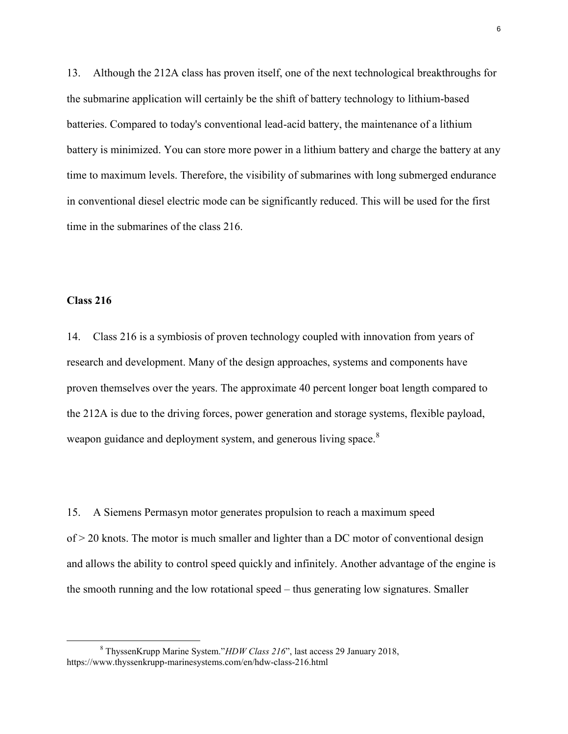13. Although the 212A class has proven itself, one of the next technological breakthroughs for the submarine application will certainly be the shift of battery technology to lithium-based batteries. Compared to today's conventional lead-acid battery, the maintenance of a lithium battery is minimized. You can store more power in a lithium battery and charge the battery at any time to maximum levels. Therefore, the visibility of submarines with long submerged endurance in conventional diesel electric mode can be significantly reduced. This will be used for the first time in the submarines of the class 216.

**Class 216**

14. Class 216 is a symbiosis of proven technology coupled with innovation from years of research and development. Many of the design approaches, systems and components have proven themselves over the years. The approximate 40 percent longer boat length compared to the 212A is due to the driving forces, power generation and storage systems, flexible payload, weapon guidance and deployment system, and generous living space.[8]

15. A Siemens Permasyn motor generates propulsion to reach a maximum speed of > 20 knots. The motor is much smaller and lighter than a DC motor of conventional design and allows the ability to control speed quickly and infinitely. Another advantage of the engine is the smooth running and the low rotational speed – thus generating low signatures. Smaller

[8] ThyssenKrupp Marine System."*HDW Class 216*", last access 29 January 2018, https://www.thyssenkrupp-marinesystems.com/en/hdw-class-216.html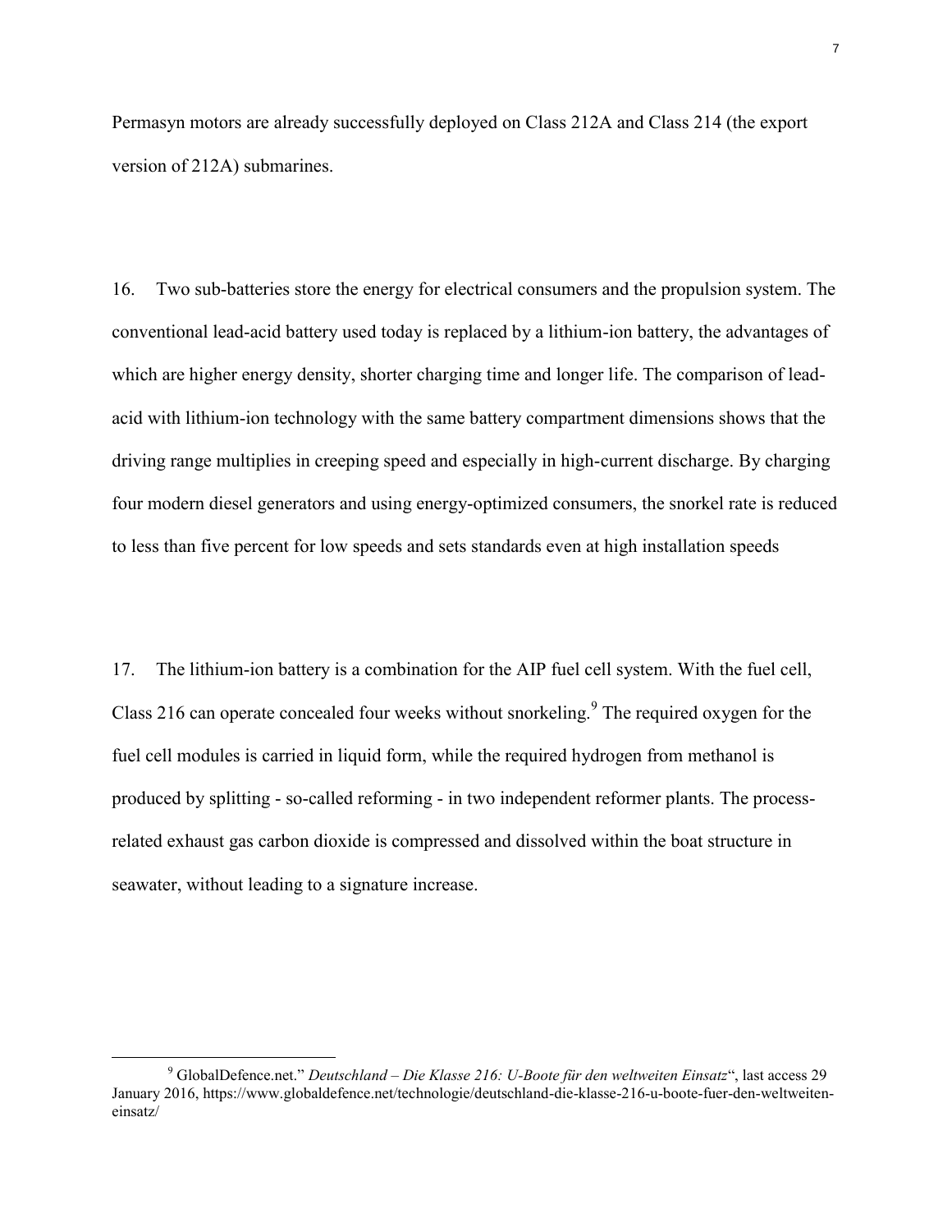Permasyn motors are already successfully deployed on Class 212A and Class 214 (the export version of 212A) submarines.

16. Two sub-batteries store the energy for electrical consumers and the propulsion system. The conventional lead-acid battery used today is replaced by a lithium-ion battery, the advantages of which are higher energy density, shorter charging time and longer life. The comparison of lead-acid with lithium-ion technology with the same battery compartment dimensions shows that the driving range multiplies in creeping speed and especially in high-current discharge. By charging four modern diesel generators and using energy-optimized consumers, the snorkel rate is reduced to less than five percent for low speeds and sets standards even at high installation speeds

17. The lithium-ion battery is a combination for the AIP fuel cell system. With the fuel cell, Class 216 can operate concealed four weeks without snorkeling.[9] The required oxygen for the fuel cell modules is carried in liquid form, while the required hydrogen from methanol is produced by splitting - so-called reforming - in two independent reformer plants. The process-related exhaust gas carbon dioxide is compressed and dissolved within the boat structure in seawater, without leading to a signature increase.

---

[9] GlobalDefence.net." *Deutschland – Die Klasse 216: U-Boote für den weltweiten Einsatz*", last access 29 January 2016, https://www.globaldefence.net/technologie/deutschland-die-klasse-216-u-boote-fuer-den-weltweiten-einsatz/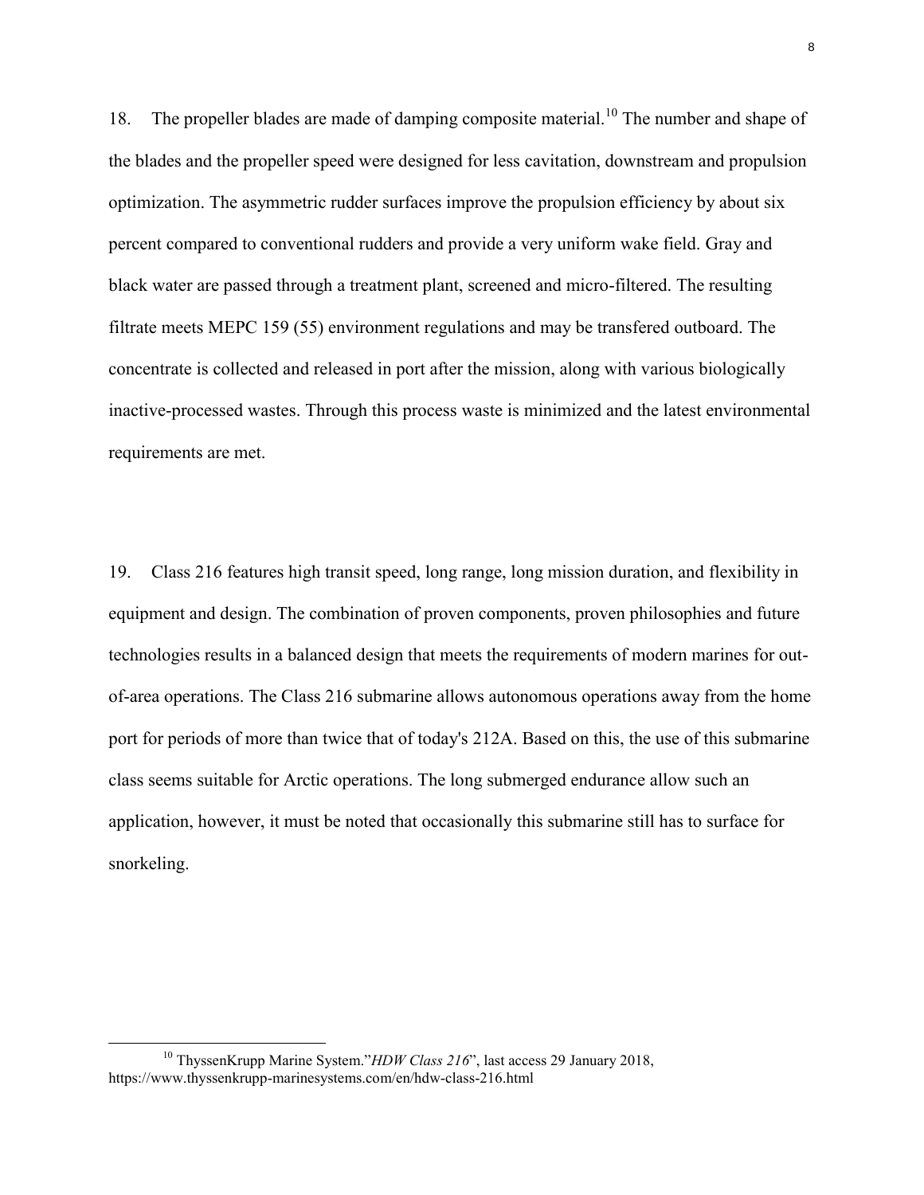18. The propeller blades are made of damping composite material.[10] The number and shape of the blades and the propeller speed were designed for less cavitation, downstream and propulsion optimization. The asymmetric rudder surfaces improve the propulsion efficiency by about six percent compared to conventional rudders and provide a very uniform wake field. Gray and black water are passed through a treatment plant, screened and micro-filtered. The resulting filtrate meets MEPC 159 (55) environment regulations and may be transfered outboard. The concentrate is collected and released in port after the mission, along with various biologically inactive-processed wastes. Through this process waste is minimized and the latest environmental requirements are met.

19. Class 216 features high transit speed, long range, long mission duration, and flexibility in equipment and design. The combination of proven components, proven philosophies and future technologies results in a balanced design that meets the requirements of modern marines for out-of-area operations. The Class 216 submarine allows autonomous operations away from the home port for periods of more than twice that of today's 212A. Based on this, the use of this submarine class seems suitable for Arctic operations. The long submerged endurance allow such an application, however, it must be noted that occasionally this submarine still has to surface for snorkeling.

---

[10] ThyssenKrupp Marine System."*HDW Class 216*", last access 29 January 2018, https://www.thyssenkrupp-marinesystems.com/en/hdw-class-216.html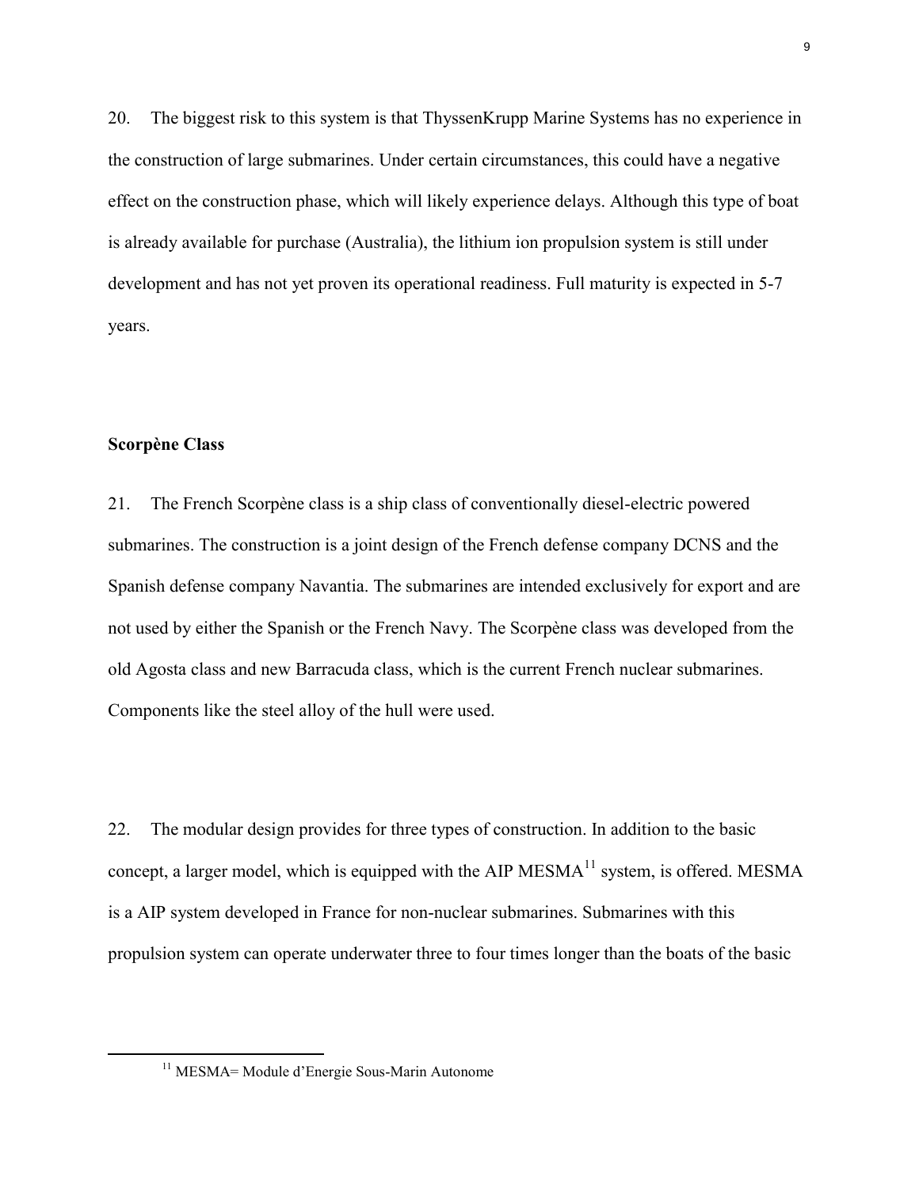20. The biggest risk to this system is that ThyssenKrupp Marine Systems has no experience in the construction of large submarines. Under certain circumstances, this could have a negative effect on the construction phase, which will likely experience delays. Although this type of boat is already available for purchase (Australia), the lithium ion propulsion system is still under development and has not yet proven its operational readiness. Full maturity is expected in 5-7 years.

**Scorpène Class**

21. The French Scorpène class is a ship class of conventionally diesel-electric powered submarines. The construction is a joint design of the French defense company DCNS and the Spanish defense company Navantia. The submarines are intended exclusively for export and are not used by either the Spanish or the French Navy. The Scorpène class was developed from the old Agosta class and new Barracuda class, which is the current French nuclear submarines. Components like the steel alloy of the hull were used.

22. The modular design provides for three types of construction. In addition to the basic concept, a larger model, which is equipped with the AIP MESMA[11] system, is offered. MESMA is a AIP system developed in France for non-nuclear submarines. Submarines with this propulsion system can operate underwater three to four times longer than the boats of the basic

[11] MESMA= Module d'Energie Sous-Marin Autonome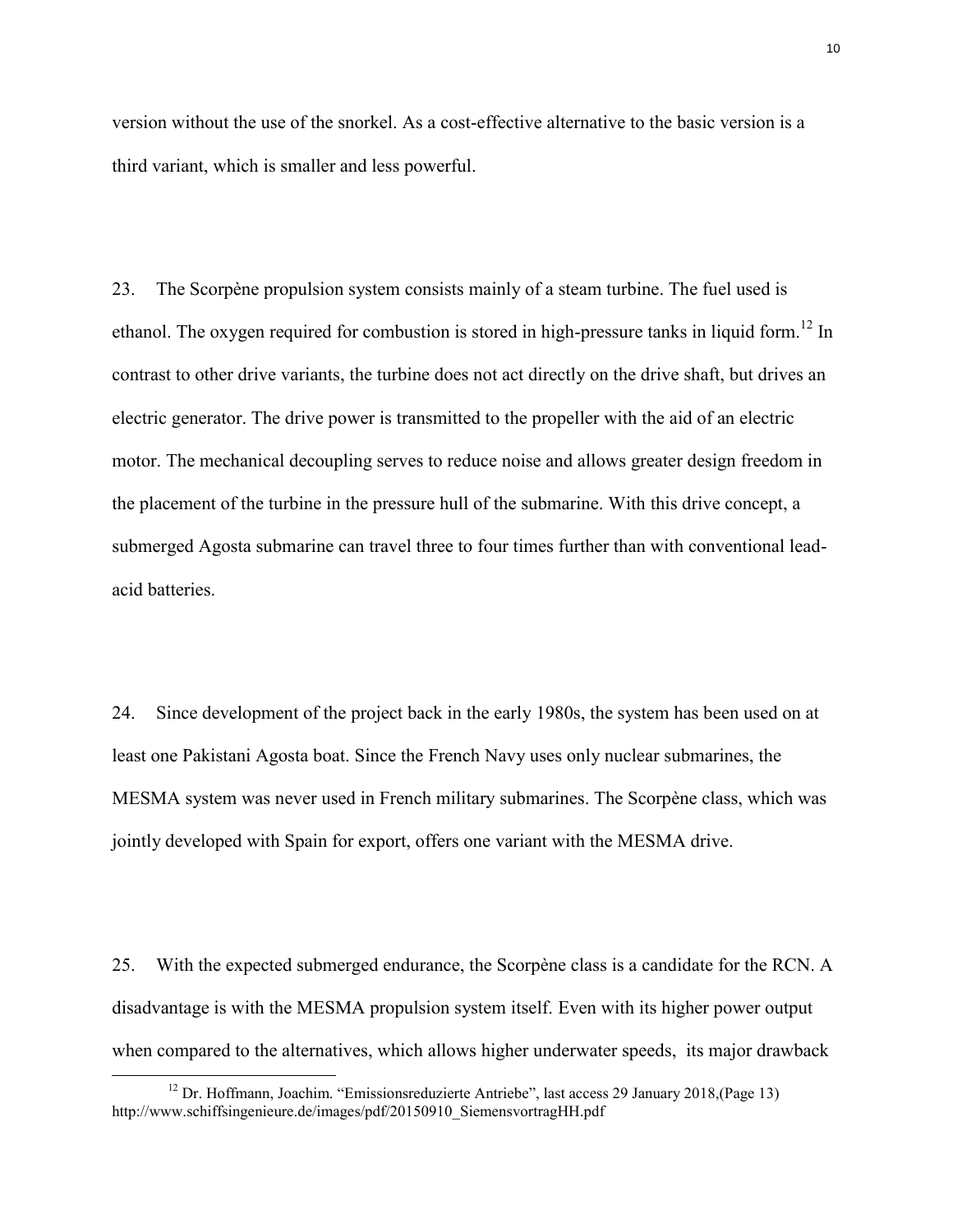version without the use of the snorkel. As a cost-effective alternative to the basic version is a third variant, which is smaller and less powerful.

23. The Scorpène propulsion system consists mainly of a steam turbine. The fuel used is ethanol. The oxygen required for combustion is stored in high-pressure tanks in liquid form.[12] In contrast to other drive variants, the turbine does not act directly on the drive shaft, but drives an electric generator. The drive power is transmitted to the propeller with the aid of an electric motor. The mechanical decoupling serves to reduce noise and allows greater design freedom in the placement of the turbine in the pressure hull of the submarine. With this drive concept, a submerged Agosta submarine can travel three to four times further than with conventional lead-acid batteries.

24. Since development of the project back in the early 1980s, the system has been used on at least one Pakistani Agosta boat. Since the French Navy uses only nuclear submarines, the MESMA system was never used in French military submarines. The Scorpène class, which was jointly developed with Spain for export, offers one variant with the MESMA drive.

25. With the expected submerged endurance, the Scorpène class is a candidate for the RCN. A disadvantage is with the MESMA propulsion system itself. Even with its higher power output when compared to the alternatives, which allows higher underwater speeds, its major drawback

[12] Dr. Hoffmann, Joachim. "Emissionsreduzierte Antriebe", last access 29 January 2018,(Page 13) http://www.schiffsingenieure.de/images/pdf/20150910_SiemensvortragHH.pdf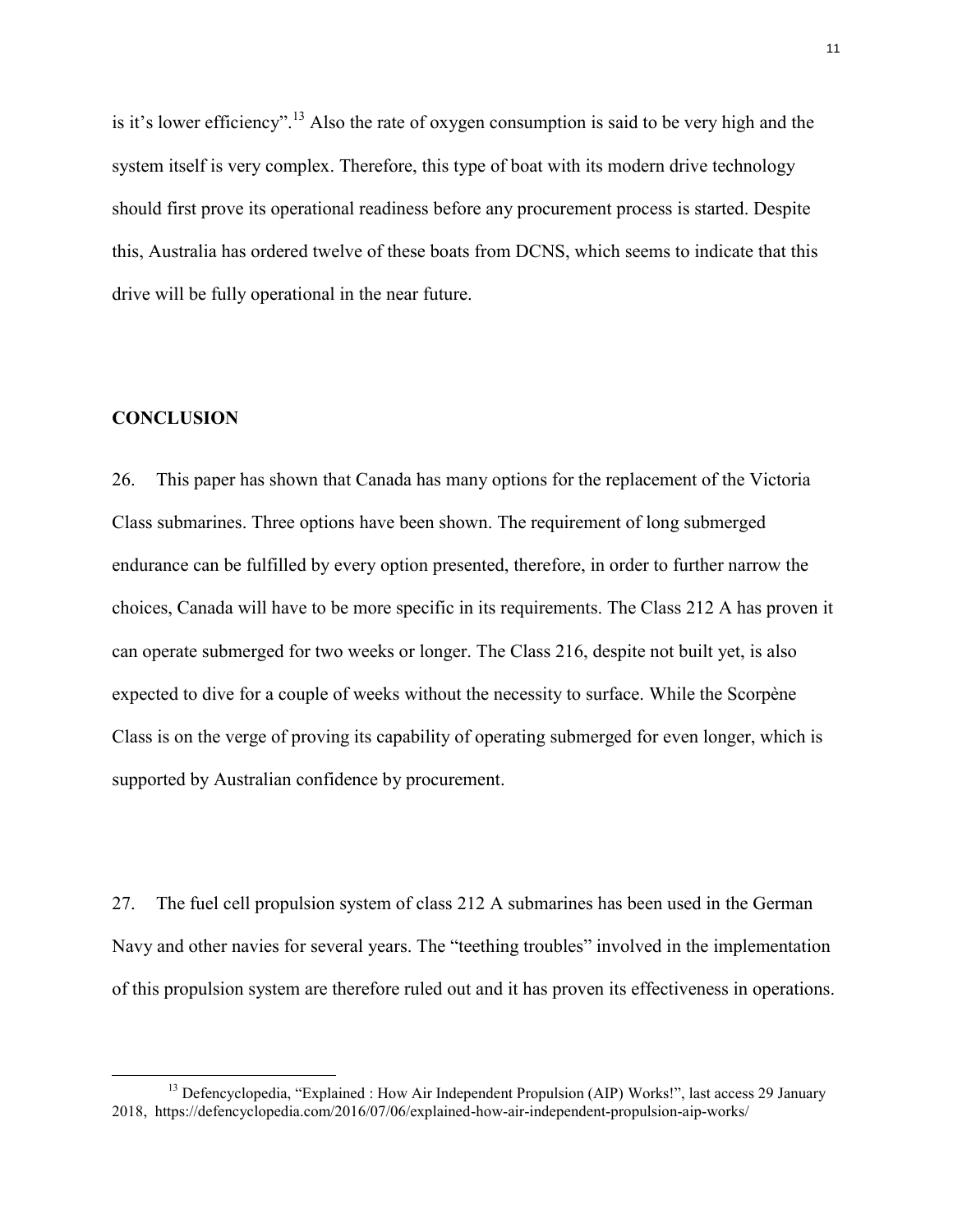is it's lower efficiency".[13] Also the rate of oxygen consumption is said to be very high and the system itself is very complex. Therefore, this type of boat with its modern drive technology should first prove its operational readiness before any procurement process is started. Despite this, Australia has ordered twelve of these boats from DCNS, which seems to indicate that this drive will be fully operational in the near future.

## CONCLUSION

26. This paper has shown that Canada has many options for the replacement of the Victoria Class submarines. Three options have been shown. The requirement of long submerged endurance can be fulfilled by every option presented, therefore, in order to further narrow the choices, Canada will have to be more specific in its requirements. The Class 212 A has proven it can operate submerged for two weeks or longer. The Class 216, despite not built yet, is also expected to dive for a couple of weeks without the necessity to surface. While the Scorpène Class is on the verge of proving its capability of operating submerged for even longer, which is supported by Australian confidence by procurement.

27. The fuel cell propulsion system of class 212 A submarines has been used in the German Navy and other navies for several years. The "teething troubles" involved in the implementation of this propulsion system are therefore ruled out and it has proven its effectiveness in operations.

---

[13] Defencyclopedia, "Explained : How Air Independent Propulsion (AIP) Works!", last access 29 January 2018, https://defencyclopedia.com/2016/07/06/explained-how-air-independent-propulsion-aip-works/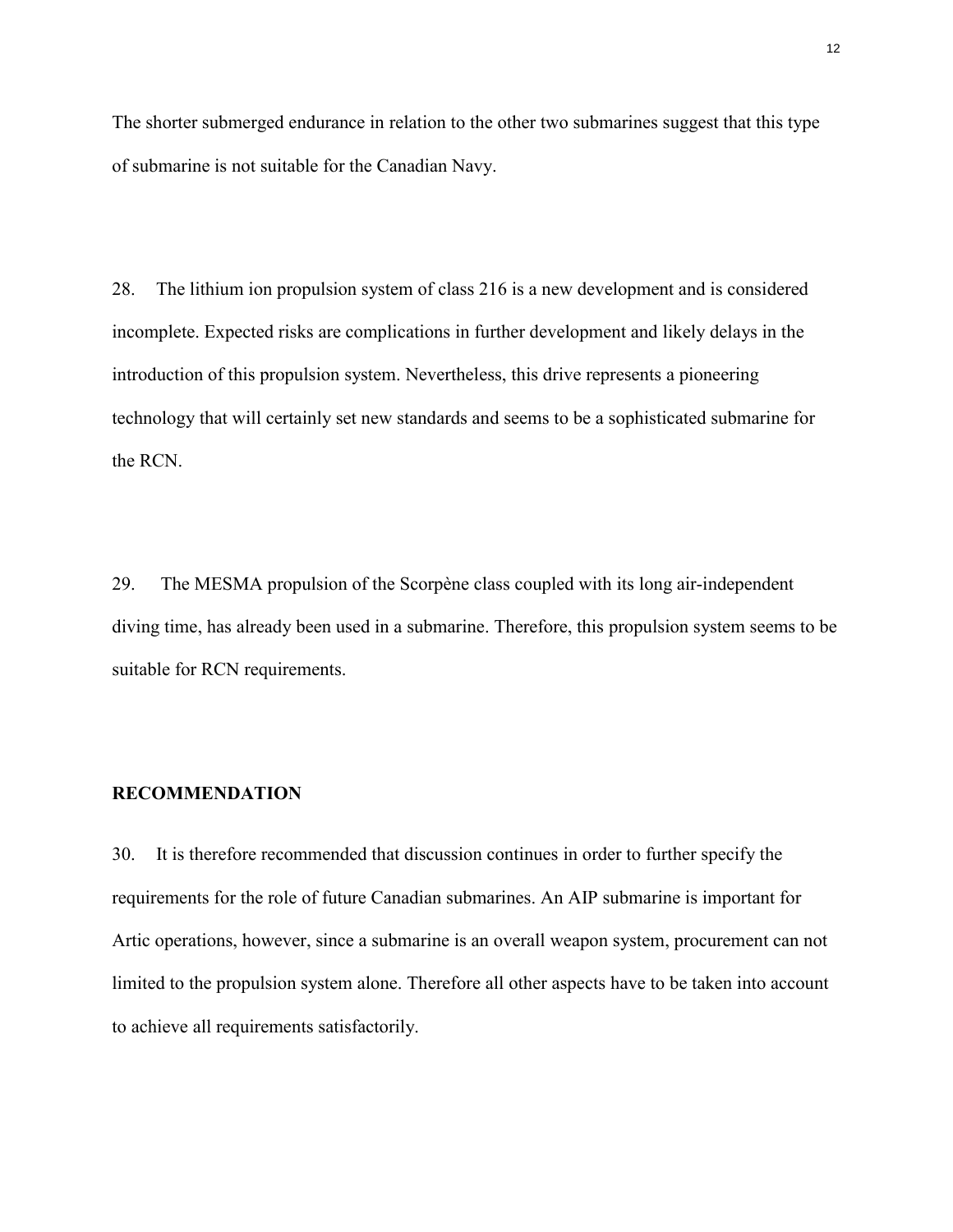The shorter submerged endurance in relation to the other two submarines suggest that this type of submarine is not suitable for the Canadian Navy.

28. The lithium ion propulsion system of class 216 is a new development and is considered incomplete. Expected risks are complications in further development and likely delays in the introduction of this propulsion system. Nevertheless, this drive represents a pioneering technology that will certainly set new standards and seems to be a sophisticated submarine for the RCN.

29. The MESMA propulsion of the Scorpène class coupled with its long air-independent diving time, has already been used in a submarine. Therefore, this propulsion system seems to be suitable for RCN requirements.

**RECOMMENDATION**

30. It is therefore recommended that discussion continues in order to further specify the requirements for the role of future Canadian submarines. An AIP submarine is important for Artic operations, however, since a submarine is an overall weapon system, procurement can not limited to the propulsion system alone. Therefore all other aspects have to be taken into account to achieve all requirements satisfactorily.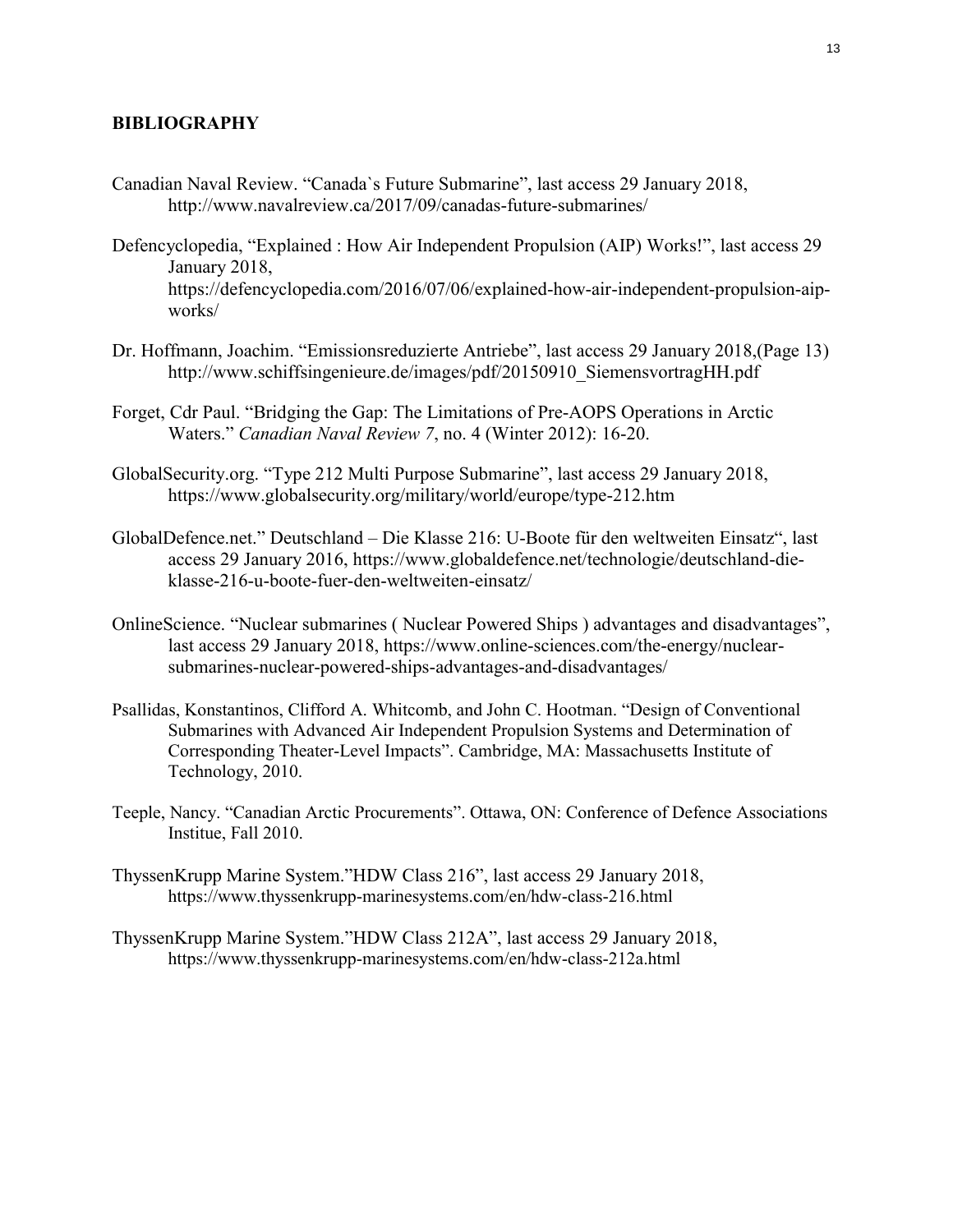## BIBLIOGRAPHY

Canadian Naval Review. “Canada`s Future Submarine”, last access 29 January 2018, http://www.navalreview.ca/2017/09/canadas-future-submarines/

Defencyclopedia, “Explained : How Air Independent Propulsion (AIP) Works!”, last access 29 January 2018, https://defencyclopedia.com/2016/07/06/explained-how-air-independent-propulsion-aip-works/

Dr. Hoffmann, Joachim. “Emissionsreduzierte Antriebe”, last access 29 January 2018,(Page 13) http://www.schiffsingenieure.de/images/pdf/20150910_SiemensvortragHH.pdf

Forget, Cdr Paul. “Bridging the Gap: The Limitations of Pre-AOPS Operations in Arctic Waters.” *Canadian Naval Review 7*, no. 4 (Winter 2012): 16-20.

GlobalSecurity.org. “Type 212 Multi Purpose Submarine”, last access 29 January 2018, https://www.globalsecurity.org/military/world/europe/type-212.htm

GlobalDefence.net.” Deutschland – Die Klasse 216: U-Boote für den weltweiten Einsatz“, last access 29 January 2016, https://www.globaldefence.net/technologie/deutschland-die-klasse-216-u-boote-fuer-den-weltweiten-einsatz/

OnlineScience. “Nuclear submarines ( Nuclear Powered Ships ) advantages and disadvantages”, last access 29 January 2018, https://www.online-sciences.com/the-energy/nuclear-submarines-nuclear-powered-ships-advantages-and-disadvantages/

Psallidas, Konstantinos, Clifford A. Whitcomb, and John C. Hootman. “Design of Conventional Submarines with Advanced Air Independent Propulsion Systems and Determination of Corresponding Theater-Level Impacts”. Cambridge, MA: Massachusetts Institute of Technology, 2010.

Teeple, Nancy. “Canadian Arctic Procurements”. Ottawa, ON: Conference of Defence Associations Institue, Fall 2010.

ThyssenKrupp Marine System.”HDW Class 216”, last access 29 January 2018, https://www.thyssenkrupp-marinesystems.com/en/hdw-class-216.html

ThyssenKrupp Marine System.”HDW Class 212A”, last access 29 January 2018, https://www.thyssenkrupp-marinesystems.com/en/hdw-class-212a.html